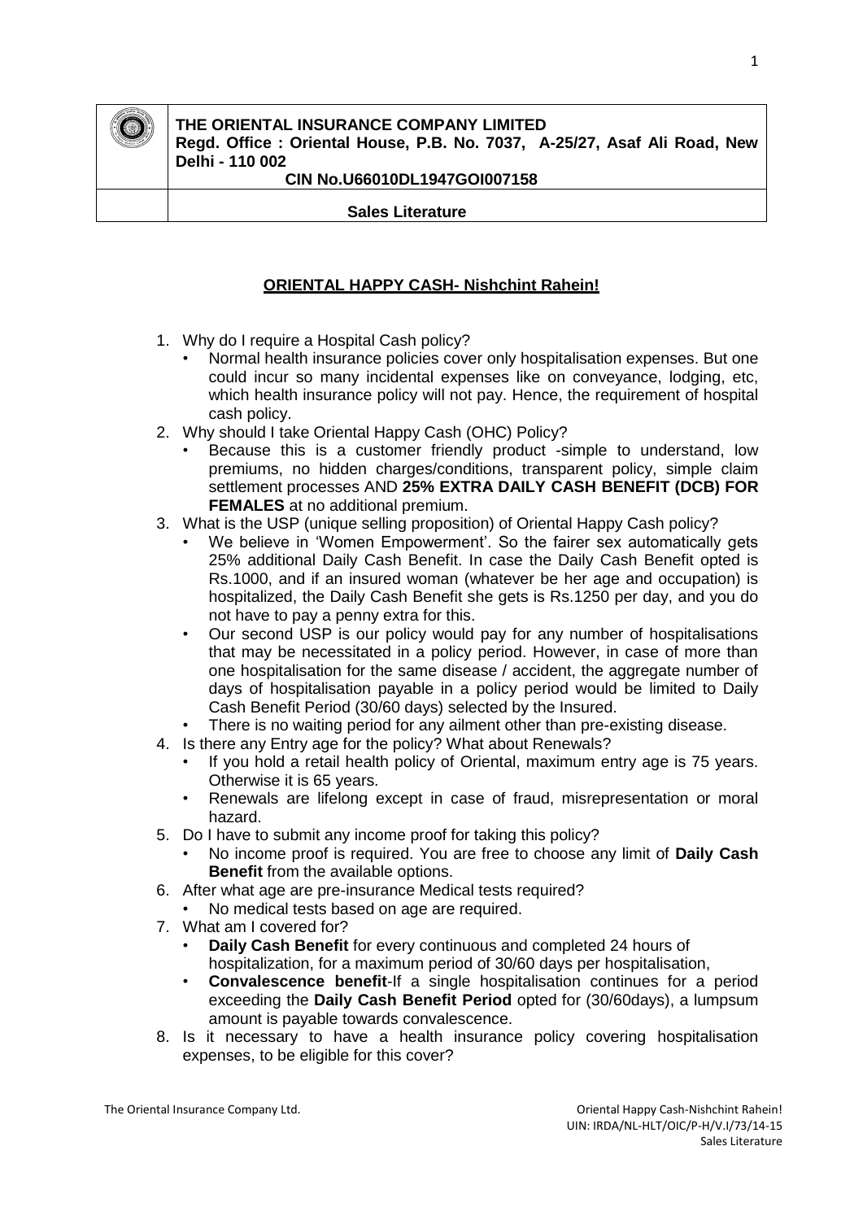**THE ORIENTAL INSURANCE COMPANY LIMITED**
**Regd. Office : Oriental House, P.B. No. 7037, A-25/27, Asaf Ali Road, New Delhi - 110 002**
**CIN No.U66010DL1947GOI007158**

**Sales Literature**

## ORIENTAL HAPPY CASH- Nishchint Rahein!

1. Why do I require a Hospital Cash policy?
   - Normal health insurance policies cover only hospitalisation expenses. But one could incur so many incidental expenses like on conveyance, lodging, etc, which health insurance policy will not pay. Hence, the requirement of hospital cash policy.
2. Why should I take Oriental Happy Cash (OHC) Policy?
   - Because this is a customer friendly product -simple to understand, low premiums, no hidden charges/conditions, transparent policy, simple claim settlement processes AND **25% EXTRA DAILY CASH BENEFIT (DCB) FOR FEMALES** at no additional premium.
3. What is the USP (unique selling proposition) of Oriental Happy Cash policy?
   - We believe in 'Women Empowerment'. So the fairer sex automatically gets 25% additional Daily Cash Benefit. In case the Daily Cash Benefit opted is Rs.1000, and if an insured woman (whatever be her age and occupation) is hospitalized, the Daily Cash Benefit she gets is Rs.1250 per day, and you do not have to pay a penny extra for this.
   - Our second USP is our policy would pay for any number of hospitalisations that may be necessitated in a policy period. However, in case of more than one hospitalisation for the same disease / accident, the aggregate number of days of hospitalisation payable in a policy period would be limited to Daily Cash Benefit Period (30/60 days) selected by the Insured.
   - There is no waiting period for any ailment other than pre-existing disease.
4. Is there any Entry age for the policy? What about Renewals?
   - If you hold a retail health policy of Oriental, maximum entry age is 75 years. Otherwise it is 65 years.
   - Renewals are lifelong except in case of fraud, misrepresentation or moral hazard.
5. Do I have to submit any income proof for taking this policy?
   - No income proof is required. You are free to choose any limit of **Daily Cash Benefit** from the available options.
6. After what age are pre-insurance Medical tests required?
   - No medical tests based on age are required.
7. What am I covered for?
   - **Daily Cash Benefit** for every continuous and completed 24 hours of hospitalization, for a maximum period of 30/60 days per hospitalisation,
   - **Convalescence benefit**-If a single hospitalisation continues for a period exceeding the **Daily Cash Benefit Period** opted for (30/60days), a lumpsum amount is payable towards convalescence.
8. Is it necessary to have a health insurance policy covering hospitalisation expenses, to be eligible for this cover?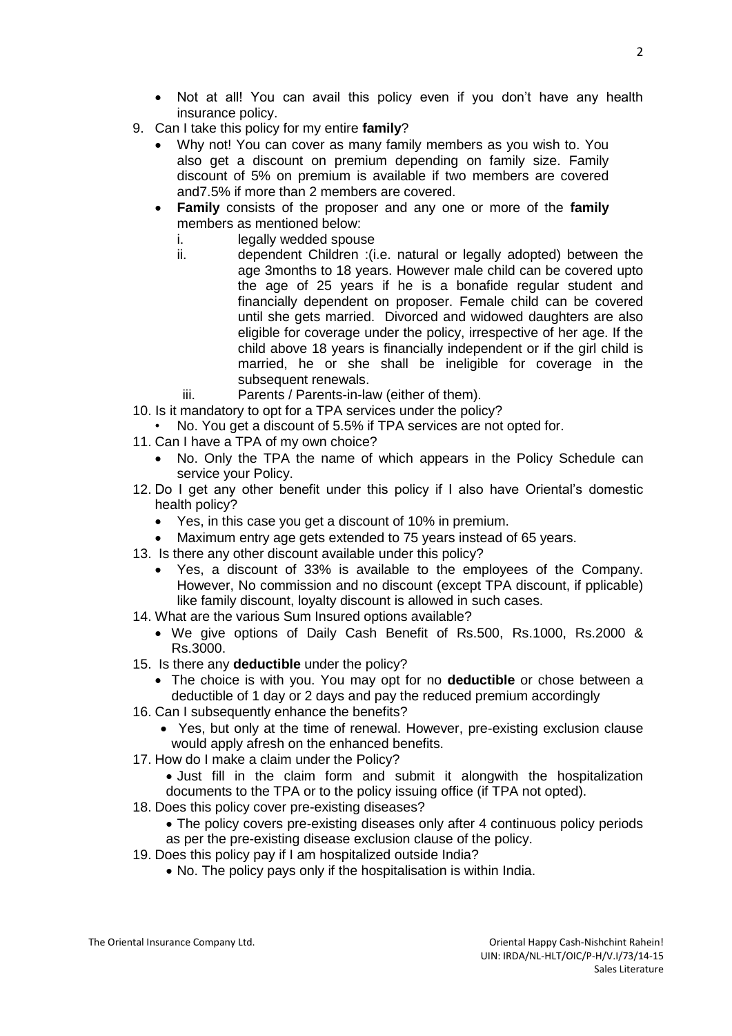- Not at all! You can avail this policy even if you don't have any health insurance policy.

9. Can I take this policy for my entire **family**?
   - Why not! You can cover as many family members as you wish to. You also get a discount on premium depending on family size. Family discount of 5% on premium is available if two members are covered and7.5% if more than 2 members are covered.
   - **Family** consists of the proposer and any one or more of the **family** members as mentioned below:
     i. legally wedded spouse
     ii. dependent Children :(i.e. natural or legally adopted) between the age 3months to 18 years. However male child can be covered upto the age of 25 years if he is a bonafide regular student and financially dependent on proposer. Female child can be covered until she gets married. Divorced and widowed daughters are also eligible for coverage under the policy, irrespective of her age. If the child above 18 years is financially independent or if the girl child is married, he or she shall be ineligible for coverage in the subsequent renewals.
     iii. Parents / Parents-in-law (either of them).
10. Is it mandatory to opt for a TPA services under the policy?
    - No. You get a discount of 5.5% if TPA services are not opted for.
11. Can I have a TPA of my own choice?
    - No. Only the TPA the name of which appears in the Policy Schedule can service your Policy.
12. Do I get any other benefit under this policy if I also have Oriental's domestic health policy?
    - Yes, in this case you get a discount of 10% in premium.
    - Maximum entry age gets extended to 75 years instead of 65 years.
13. Is there any other discount available under this policy?
    - Yes, a discount of 33% is available to the employees of the Company. However, No commission and no discount (except TPA discount, if pplicable) like family discount, loyalty discount is allowed in such cases.
14. What are the various Sum Insured options available?
    - We give options of Daily Cash Benefit of Rs.500, Rs.1000, Rs.2000 & Rs.3000.
15. Is there any **deductible** under the policy?
    - The choice is with you. You may opt for no **deductible** or chose between a deductible of 1 day or 2 days and pay the reduced premium accordingly
16. Can I subsequently enhance the benefits?
    - Yes, but only at the time of renewal. However, pre-existing exclusion clause would apply afresh on the enhanced benefits.
17. How do I make a claim under the Policy?
    - Just fill in the claim form and submit it alongwith the hospitalization documents to the TPA or to the policy issuing office (if TPA not opted).
18. Does this policy cover pre-existing diseases?
    - The policy covers pre-existing diseases only after 4 continuous policy periods as per the pre-existing disease exclusion clause of the policy.
19. Does this policy pay if I am hospitalized outside India?
    - No. The policy pays only if the hospitalisation is within India.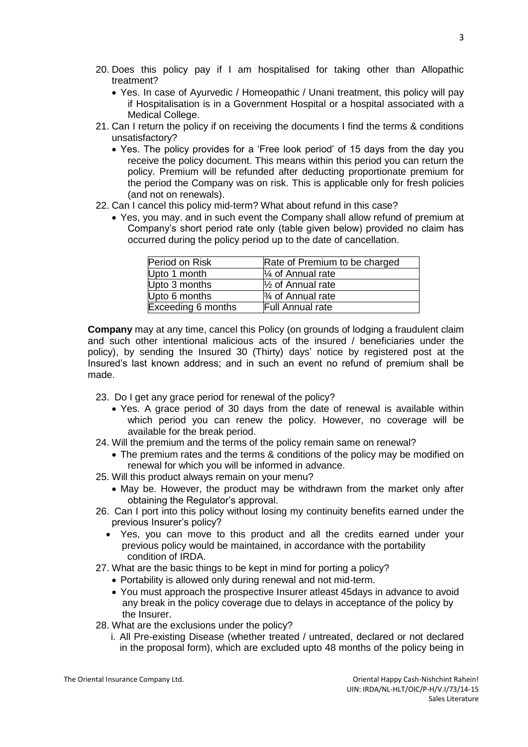20. Does this policy pay if I am hospitalised for taking other than Allopathic treatment?
    - Yes. In case of Ayurvedic / Homeopathic / Unani treatment, this policy will pay if Hospitalisation is in a Government Hospital or a hospital associated with a Medical College.
21. Can I return the policy if on receiving the documents I find the terms & conditions unsatisfactory?
    - Yes. The policy provides for a 'Free look period' of 15 days from the day you receive the policy document. This means within this period you can return the policy. Premium will be refunded after deducting proportionate premium for the period the Company was on risk. This is applicable only for fresh policies (and not on renewals).
22. Can I cancel this policy mid-term? What about refund in this case?
    - Yes, you may. and in such event the Company shall allow refund of premium at Company's short period rate only (table given below) provided no claim has occurred during the policy period up to the date of cancellation.

| Period on Risk | Rate of Premium to be charged |
|---|---|
| Upto 1 month | ¼ of Annual rate |
| Upto 3 months | ½ of Annual rate |
| Upto 6 months | ¾ of Annual rate |
| Exceeding 6 months | Full Annual rate |

**Company** may at any time, cancel this Policy (on grounds of lodging a fraudulent claim and such other intentional malicious acts of the insured / beneficiaries under the policy), by sending the Insured 30 (Thirty) days' notice by registered post at the Insured's last known address; and in such an event no refund of premium shall be made.

23. Do I get any grace period for renewal of the policy?
    - Yes. A grace period of 30 days from the date of renewal is available within which period you can renew the policy. However, no coverage will be available for the break period.
24. Will the premium and the terms of the policy remain same on renewal?
    - The premium rates and the terms & conditions of the policy may be modified on renewal for which you will be informed in advance.
25. Will this product always remain on your menu?
    - May be. However, the product may be withdrawn from the market only after obtaining the Regulator's approval.
26. Can I port into this policy without losing my continuity benefits earned under the previous Insurer's policy?
    - Yes, you can move to this product and all the credits earned under your previous policy would be maintained, in accordance with the portability condition of IRDA.
27. What are the basic things to be kept in mind for porting a policy?
    - Portability is allowed only during renewal and not mid-term.
    - You must approach the prospective Insurer atleast 45days in advance to avoid any break in the policy coverage due to delays in acceptance of the policy by the Insurer.
28. What are the exclusions under the policy?

    i. All Pre-existing Disease (whether treated / untreated, declared or not declared in the proposal form), which are excluded upto 48 months of the policy being in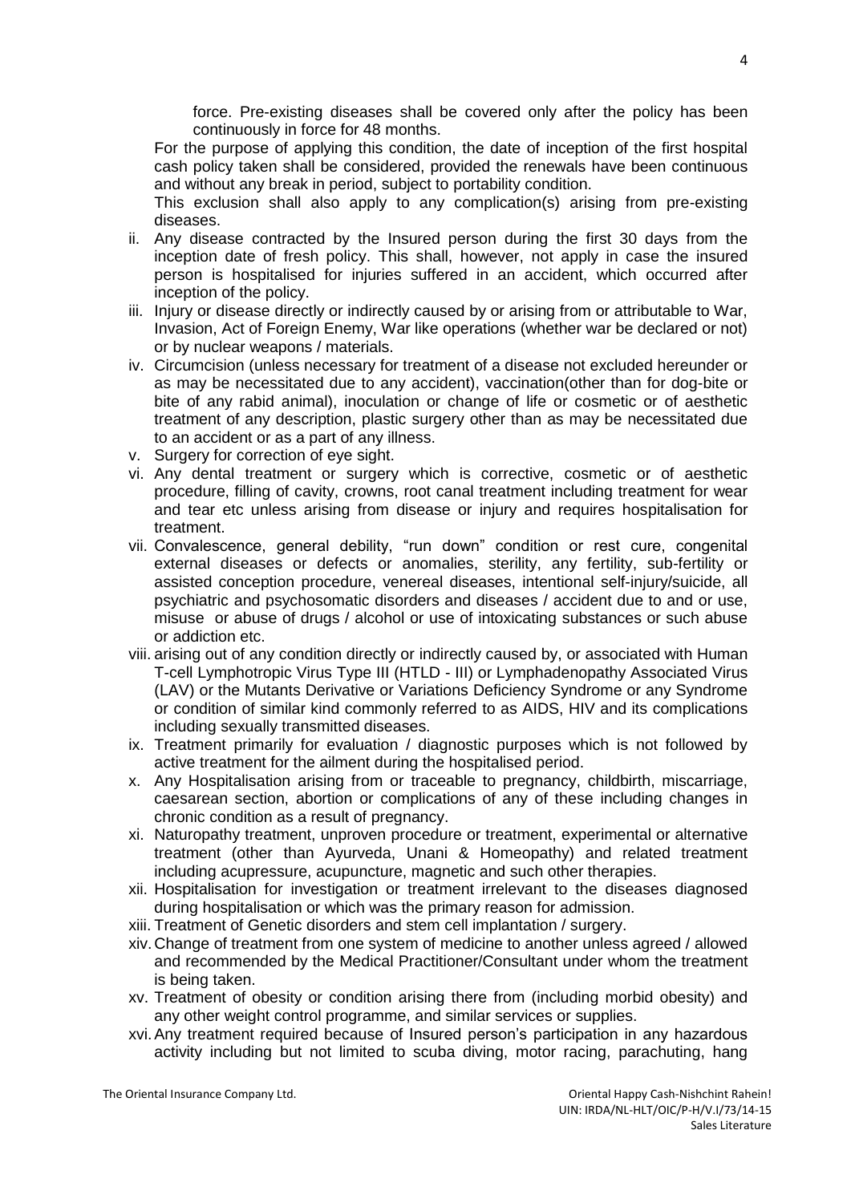force. Pre-existing diseases shall be covered only after the policy has been continuously in force for 48 months.

For the purpose of applying this condition, the date of inception of the first hospital cash policy taken shall be considered, provided the renewals have been continuous and without any break in period, subject to portability condition.

This exclusion shall also apply to any complication(s) arising from pre-existing diseases.

ii. Any disease contracted by the Insured person during the first 30 days from the inception date of fresh policy. This shall, however, not apply in case the insured person is hospitalised for injuries suffered in an accident, which occurred after inception of the policy.
iii. Injury or disease directly or indirectly caused by or arising from or attributable to War, Invasion, Act of Foreign Enemy, War like operations (whether war be declared or not) or by nuclear weapons / materials.
iv. Circumcision (unless necessary for treatment of a disease not excluded hereunder or as may be necessitated due to any accident), vaccination(other than for dog-bite or bite of any rabid animal), inoculation or change of life or cosmetic or of aesthetic treatment of any description, plastic surgery other than as may be necessitated due to an accident or as a part of any illness.
v. Surgery for correction of eye sight.
vi. Any dental treatment or surgery which is corrective, cosmetic or of aesthetic procedure, filling of cavity, crowns, root canal treatment including treatment for wear and tear etc unless arising from disease or injury and requires hospitalisation for treatment.
vii. Convalescence, general debility, "run down" condition or rest cure, congenital external diseases or defects or anomalies, sterility, any fertility, sub-fertility or assisted conception procedure, venereal diseases, intentional self-injury/suicide, all psychiatric and psychosomatic disorders and diseases / accident due to and or use, misuse or abuse of drugs / alcohol or use of intoxicating substances or such abuse or addiction etc.
viii. arising out of any condition directly or indirectly caused by, or associated with Human T-cell Lymphotropic Virus Type III (HTLD - III) or Lymphadenopathy Associated Virus (LAV) or the Mutants Derivative or Variations Deficiency Syndrome or any Syndrome or condition of similar kind commonly referred to as AIDS, HIV and its complications including sexually transmitted diseases.
ix. Treatment primarily for evaluation / diagnostic purposes which is not followed by active treatment for the ailment during the hospitalised period.
x. Any Hospitalisation arising from or traceable to pregnancy, childbirth, miscarriage, caesarean section, abortion or complications of any of these including changes in chronic condition as a result of pregnancy.
xi. Naturopathy treatment, unproven procedure or treatment, experimental or alternative treatment (other than Ayurveda, Unani & Homeopathy) and related treatment including acupressure, acupuncture, magnetic and such other therapies.
xii. Hospitalisation for investigation or treatment irrelevant to the diseases diagnosed during hospitalisation or which was the primary reason for admission.
xiii. Treatment of Genetic disorders and stem cell implantation / surgery.
xiv. Change of treatment from one system of medicine to another unless agreed / allowed and recommended by the Medical Practitioner/Consultant under whom the treatment is being taken.
xv. Treatment of obesity or condition arising there from (including morbid obesity) and any other weight control programme, and similar services or supplies.
xvi. Any treatment required because of Insured person's participation in any hazardous activity including but not limited to scuba diving, motor racing, parachuting, hang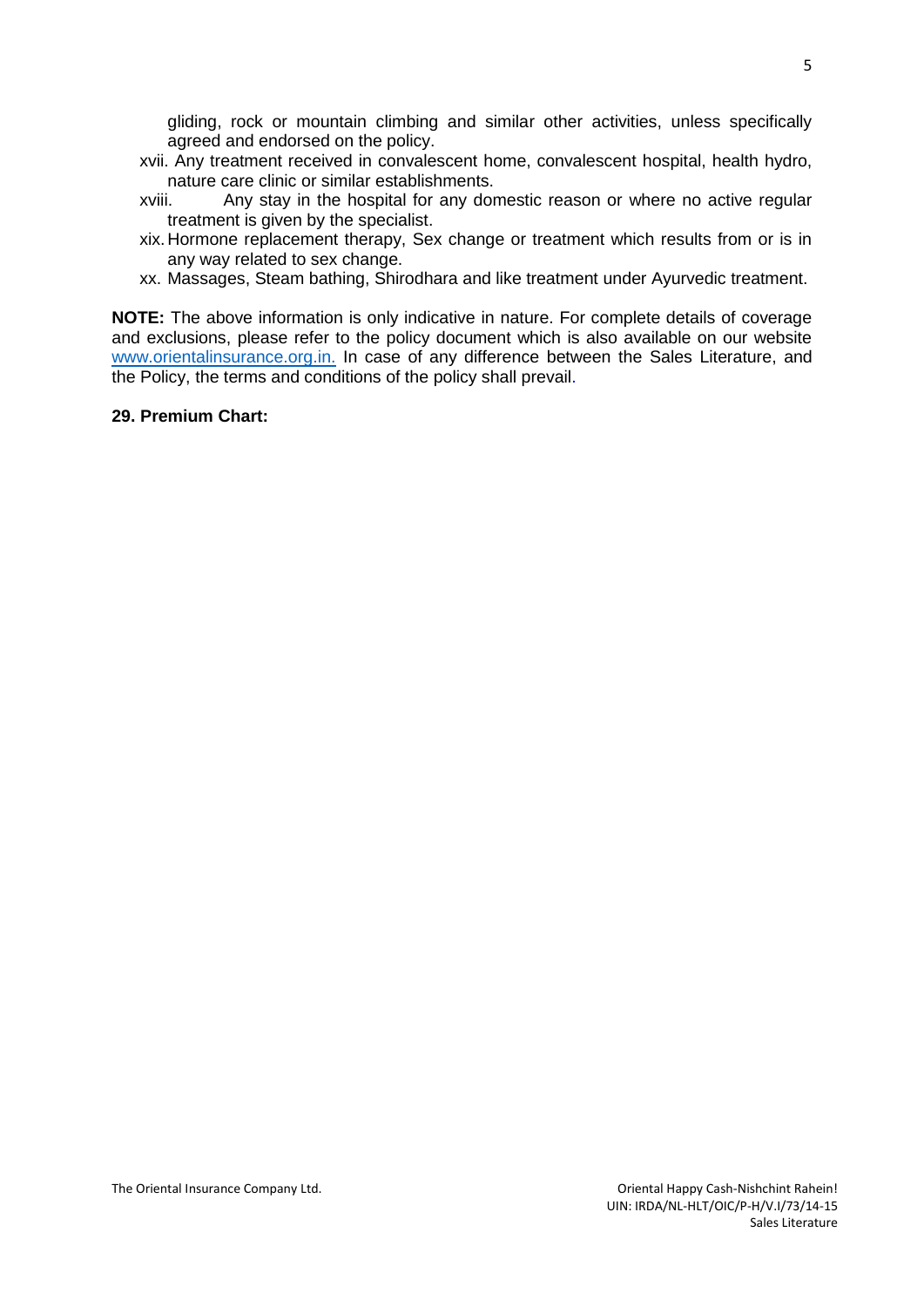gliding, rock or mountain climbing and similar other activities, unless specifically agreed and endorsed on the policy.

xvii. Any treatment received in convalescent home, convalescent hospital, health hydro, nature care clinic or similar establishments.

xviii. Any stay in the hospital for any domestic reason or where no active regular treatment is given by the specialist.

xix. Hormone replacement therapy, Sex change or treatment which results from or is in any way related to sex change.

xx. Massages, Steam bathing, Shirodhara and like treatment under Ayurvedic treatment.

**NOTE:** The above information is only indicative in nature. For complete details of coverage and exclusions, please refer to the policy document which is also available on our website www.orientalinsurance.org.in. In case of any difference between the Sales Literature, and the Policy, the terms and conditions of the policy shall prevail.

**29. Premium Chart:**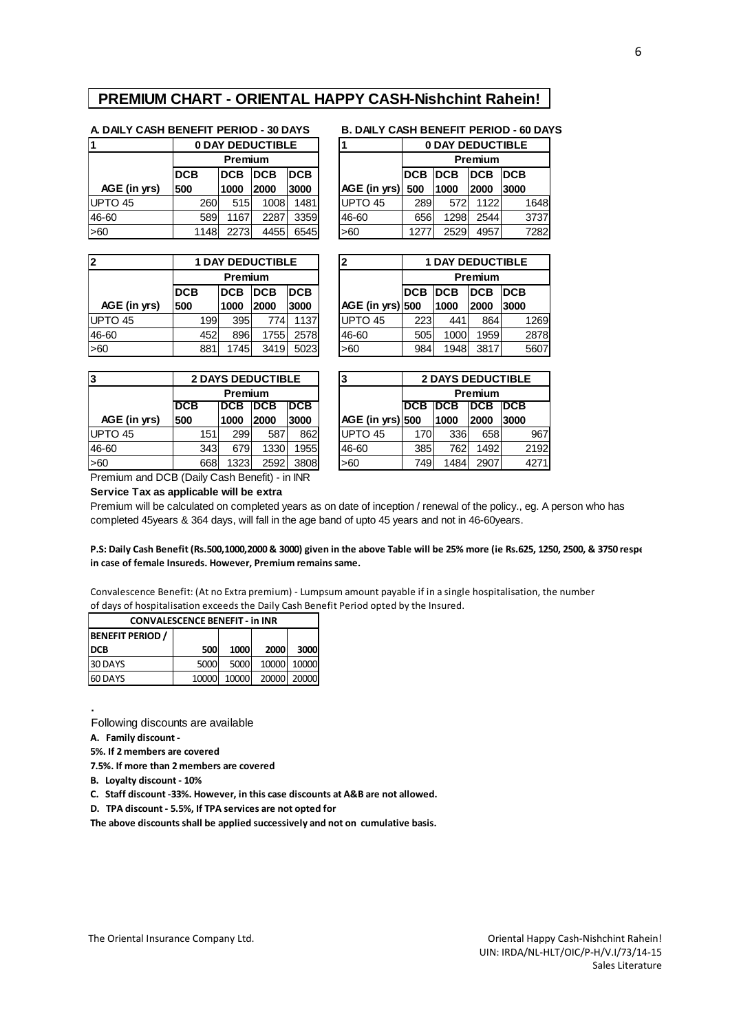# PREMIUM CHART - ORIENTAL HAPPY CASH-Nishchint Rahein!

### A. DAILY CASH BENEFIT PERIOD - 30 DAYS

| 1 | 0 DAY DEDUCTIBLE | | | |
|---|---|---|---|---|
| | Premium | | | |
| AGE (in yrs) | DCB 500 | DCB 1000 | DCB 2000 | DCB 3000 |
| UPTO 45 | 260 | 515 | 1008 | 1481 |
| 46-60 | 589 | 1167 | 2287 | 3359 |
| >60 | 1148 | 2273 | 4455 | 6545 |

| 2 | 1 DAY DEDUCTIBLE | | | |
|---|---|---|---|---|
| | Premium | | | |
| AGE (in yrs) | DCB 500 | DCB 1000 | DCB 2000 | DCB 3000 |
| UPTO 45 | 199 | 395 | 774 | 1137 |
| 46-60 | 452 | 896 | 1755 | 2578 |
| >60 | 881 | 1745 | 3419 | 5023 |

| 3 | 2 DAYS DEDUCTIBLE | | | |
|---|---|---|---|---|
| | Premium | | | |
| AGE (in yrs) | DCB 500 | DCB 1000 | DCB 2000 | DCB 3000 |
| UPTO 45 | 151 | 299 | 587 | 862 |
| 46-60 | 343 | 679 | 1330 | 1955 |
| >60 | 668 | 1323 | 2592 | 3808 |

### B. DAILY CASH BENEFIT PERIOD - 60 DAYS

| 1 | 0 DAY DEDUCTIBLE | | | |
|---|---|---|---|---|
| | Premium | | | |
| AGE (in yrs) | DCB 500 | DCB 1000 | DCB 2000 | DCB 3000 |
| UPTO 45 | 289 | 572 | 1122 | 1648 |
| 46-60 | 656 | 1298 | 2544 | 3737 |
| >60 | 1277 | 2529 | 4957 | 7282 |

| 2 | 1 DAY DEDUCTIBLE | | | |
|---|---|---|---|---|
| | Premium | | | |
| AGE (in yrs) | DCB 500 | DCB 1000 | DCB 2000 | DCB 3000 |
| UPTO 45 | 223 | 441 | 864 | 1269 |
| 46-60 | 505 | 1000 | 1959 | 2878 |
| >60 | 984 | 1948 | 3817 | 5607 |

| 3 | 2 DAYS DEDUCTIBLE | | | |
|---|---|---|---|---|
| | Premium | | | |
| AGE (in yrs) | DCB 500 | DCB 1000 | DCB 2000 | DCB 3000 |
| UPTO 45 | 170 | 336 | 658 | 967 |
| 46-60 | 385 | 762 | 1492 | 2192 |
| >60 | 749 | 1484 | 2907 | 4271 |

Premium and DCB (Daily Cash Benefit) - in INR

**Service Tax as applicable will be extra**

Premium will be calculated on completed years as on date of inception / renewal of the policy., eg. A person who has completed 45years & 364 days, will fall in the age band of upto 45 years and not in 46-60years.

**P.S: Daily Cash Benefit (Rs.500,1000,2000 & 3000) given in the above Table will be 25% more (ie Rs.625, 1250, 2500, & 3750 respe in case of female Insureds. However, Premium remains same.**

Convalescence Benefit: (At no Extra premium) - Lumpsum amount payable if in a single hospitalisation, the number of days of hospitalisation exceeds the Daily Cash Benefit Period opted by the Insured.

| CONVALESCENCE BENEFIT - in INR | | | | |
|---|---|---|---|---|
| **BENEFIT PERIOD / DCB** | **500** | **1000** | **2000** | **3000** |
| 30 DAYS | 5000 | 5000 | 10000 | 10000 |
| 60 DAYS | 10000 | 10000 | 20000 | 20000 |

.

Following discounts are available

**A. Family discount -**

**5%. If 2 members are covered**

**7.5%. If more than 2 members are covered**

**B. Loyalty discount - 10%**

**C. Staff discount -33%. However, in this case discounts at A&B are not allowed.**

**D. TPA discount - 5.5%, If TPA services are not opted for**

**The above discounts shall be applied successively and not on cumulative basis.**

The Oriental Insurance Company Ltd.

Oriental Happy Cash-Nishchint Rahein!
UIN: IRDA/NL-HLT/OIC/P-H/V.I/73/14-15
Sales Literature